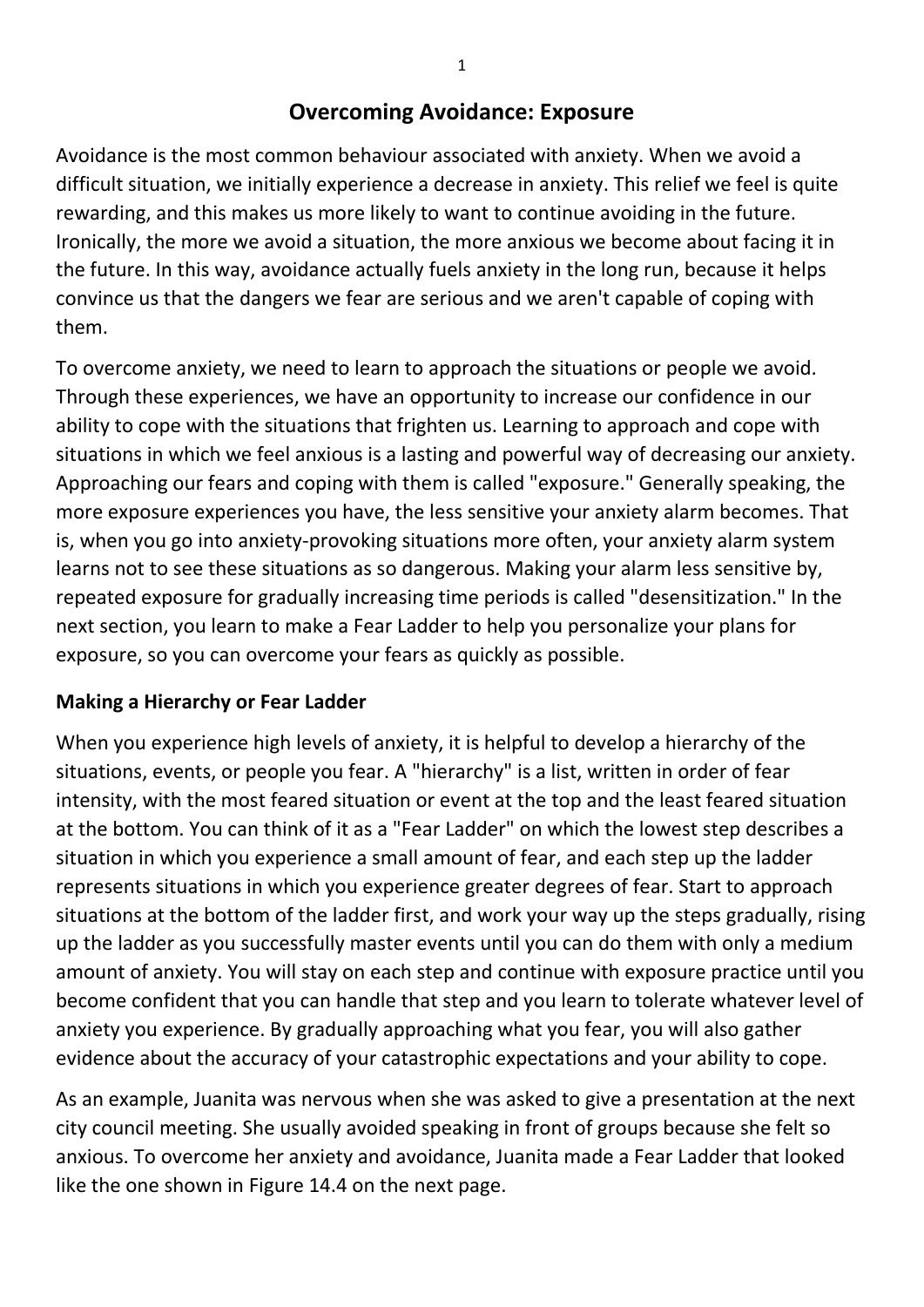# Overcoming Avoidance: Exposure

Avoidance is the most common behaviour associated with anxiety. When we avoid a difficult situation, we initially experience a decrease in anxiety. This relief we feel is quite rewarding, and this makes us more likely to want to continue avoiding in the future. Ironically, the more we avoid a situation, the more anxious we become about facing it in the future. In this way, avoidance actually fuels anxiety in the long run, because it helps convince us that the dangers we fear are serious and we aren't capable of coping with them.

To overcome anxiety, we need to learn to approach the situations or people we avoid. Through these experiences, we have an opportunity to increase our confidence in our ability to cope with the situations that frighten us. Learning to approach and cope with situations in which we feel anxious is a lasting and powerful way of decreasing our anxiety. Approaching our fears and coping with them is called "exposure." Generally speaking, the more exposure experiences you have, the less sensitive your anxiety alarm becomes. That is, when you go into anxiety-provoking situations more often, your anxiety alarm system learns not to see these situations as so dangerous. Making your alarm less sensitive by, repeated exposure for gradually increasing time periods is called "desensitization." In the next section, you learn to make a Fear Ladder to help you personalize your plans for exposure, so you can overcome your fears as quickly as possible.

## Making a Hierarchy or Fear Ladder

When you experience high levels of anxiety, it is helpful to develop a hierarchy of the situations, events, or people you fear. A "hierarchy" is a list, written in order of fear intensity, with the most feared situation or event at the top and the least feared situation at the bottom. You can think of it as a "Fear Ladder" on which the lowest step describes a situation in which you experience a small amount of fear, and each step up the ladder represents situations in which you experience greater degrees of fear. Start to approach situations at the bottom of the ladder first, and work your way up the steps gradually, rising up the ladder as you successfully master events until you can do them with only a medium amount of anxiety. You will stay on each step and continue with exposure practice until you become confident that you can handle that step and you learn to tolerate whatever level of anxiety you experience. By gradually approaching what you fear, you will also gather evidence about the accuracy of your catastrophic expectations and your ability to cope.

As an example, Juanita was nervous when she was asked to give a presentation at the next city council meeting. She usually avoided speaking in front of groups because she felt so anxious. To overcome her anxiety and avoidance, Juanita made a Fear Ladder that looked like the one shown in Figure 14.4 on the next page.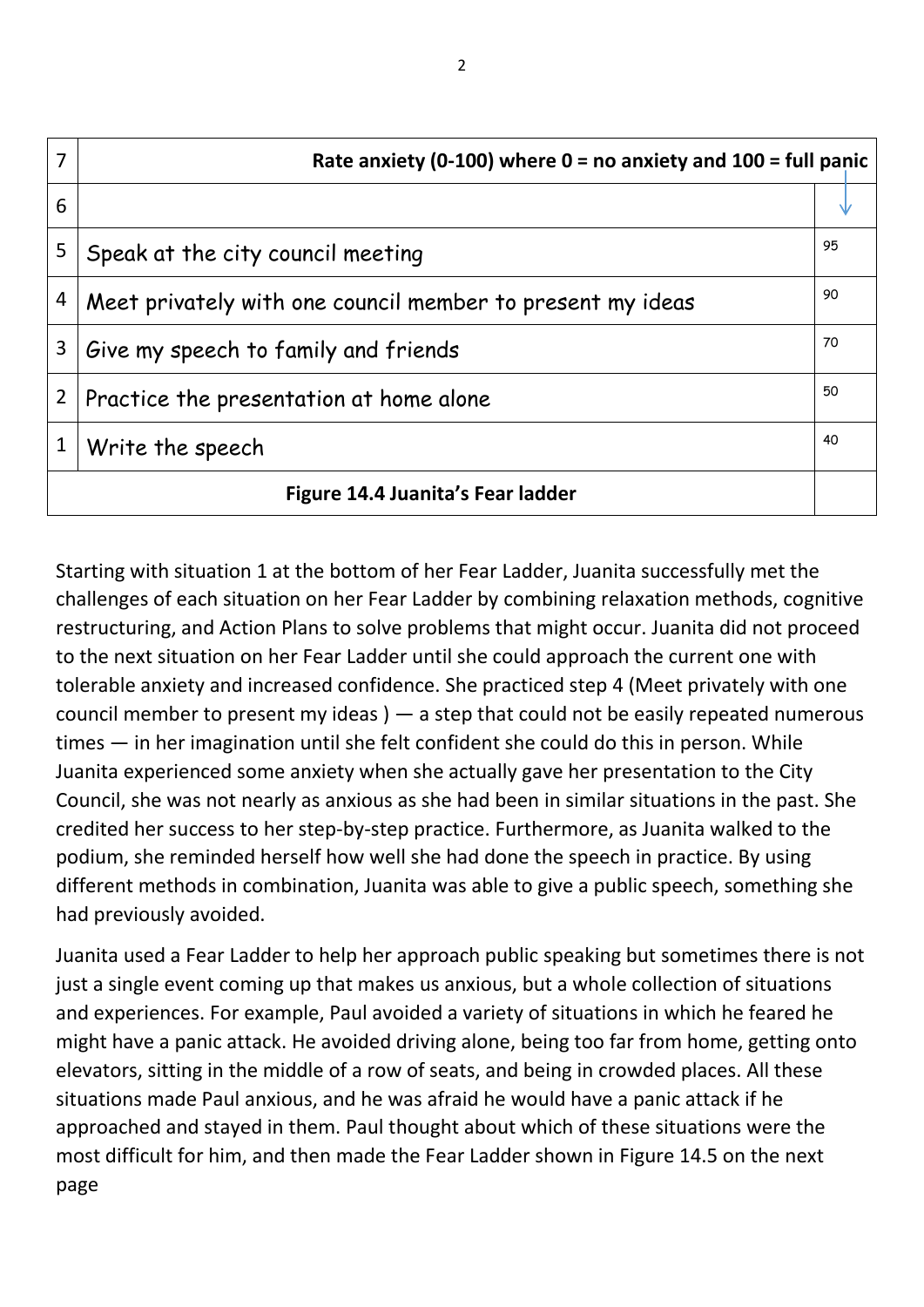| | | |
|---|---|---|
| 7 | **Rate anxiety (0-100) where 0 = no anxiety and 100 = full panic** | |
| 6 | | ↓ |
| 5 | Speak at the city council meeting | 95 |
| 4 | Meet privately with one council member to present my ideas | 90 |
| 3 | Give my speech to family and friends | 70 |
| 2 | Practice the presentation at home alone | 50 |
| 1 | Write the speech | 40 |

**Figure 14.4 Juanita's Fear ladder**

Starting with situation 1 at the bottom of her Fear Ladder, Juanita successfully met the challenges of each situation on her Fear Ladder by combining relaxation methods, cognitive restructuring, and Action Plans to solve problems that might occur. Juanita did not proceed to the next situation on her Fear Ladder until she could approach the current one with tolerable anxiety and increased confidence. She practiced step 4 (Meet privately with one council member to present my ideas ) — a step that could not be easily repeated numerous times — in her imagination until she felt confident she could do this in person. While Juanita experienced some anxiety when she actually gave her presentation to the City Council, she was not nearly as anxious as she had been in similar situations in the past. She credited her success to her step-by-step practice. Furthermore, as Juanita walked to the podium, she reminded herself how well she had done the speech in practice. By using different methods in combination, Juanita was able to give a public speech, something she had previously avoided.

Juanita used a Fear Ladder to help her approach public speaking but sometimes there is not just a single event coming up that makes us anxious, but a whole collection of situations and experiences. For example, Paul avoided a variety of situations in which he feared he might have a panic attack. He avoided driving alone, being too far from home, getting onto elevators, sitting in the middle of a row of seats, and being in crowded places. All these situations made Paul anxious, and he was afraid he would have a panic attack if he approached and stayed in them. Paul thought about which of these situations were the most difficult for him, and then made the Fear Ladder shown in Figure 14.5 on the next page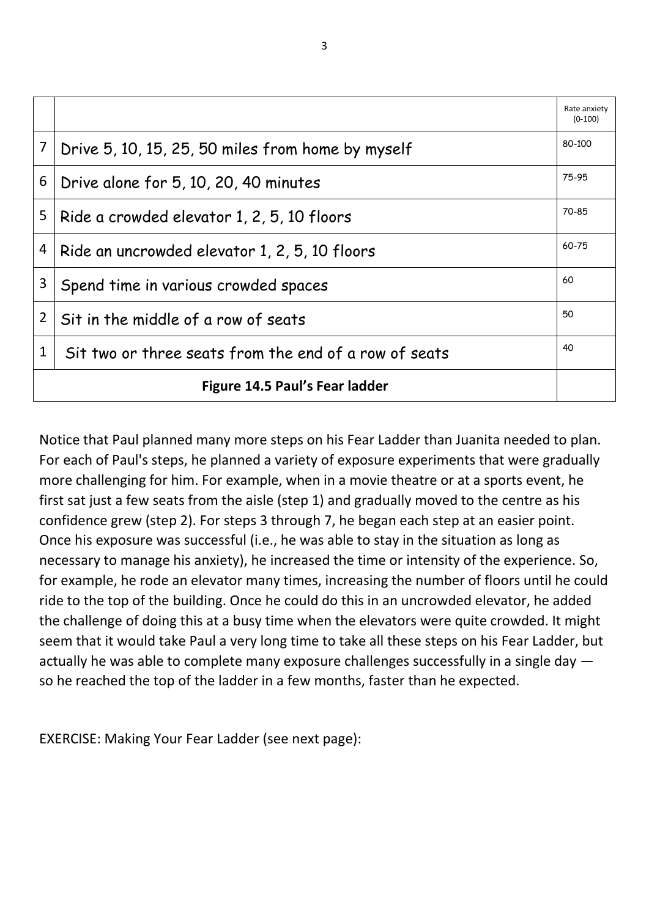| | | Rate anxiety (0-100) |
|---|---|---|
| 7 | Drive 5, 10, 15, 25, 50 miles from home by myself | 80-100 |
| 6 | Drive alone for 5, 10, 20, 40 minutes | 75-95 |
| 5 | Ride a crowded elevator 1, 2, 5, 10 floors | 70-85 |
| 4 | Ride an uncrowded elevator 1, 2, 5, 10 floors | 60-75 |
| 3 | Spend time in various crowded spaces | 60 |
| 2 | Sit in the middle of a row of seats | 50 |
| 1 | Sit two or three seats from the end of a row of seats | 40 |
| **Figure 14.5 Paul's Fear ladder** | | |

Notice that Paul planned many more steps on his Fear Ladder than Juanita needed to plan. For each of Paul's steps, he planned a variety of exposure experiments that were gradually more challenging for him. For example, when in a movie theatre or at a sports event, he first sat just a few seats from the aisle (step 1) and gradually moved to the centre as his confidence grew (step 2). For steps 3 through 7, he began each step at an easier point. Once his exposure was successful (i.e., he was able to stay in the situation as long as necessary to manage his anxiety), he increased the time or intensity of the experience. So, for example, he rode an elevator many times, increasing the number of floors until he could ride to the top of the building. Once he could do this in an uncrowded elevator, he added the challenge of doing this at a busy time when the elevators were quite crowded. It might seem that it would take Paul a very long time to take all these steps on his Fear Ladder, but actually he was able to complete many exposure challenges successfully in a single day — so he reached the top of the ladder in a few months, faster than he expected.

EXERCISE: Making Your Fear Ladder (see next page):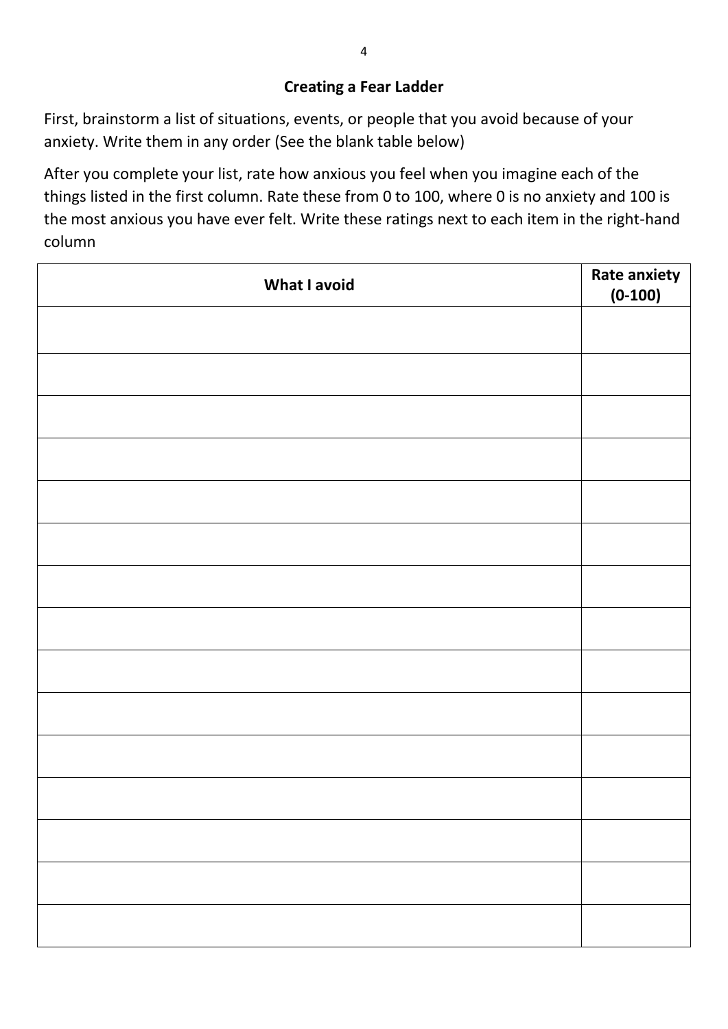## Creating a Fear Ladder

First, brainstorm a list of situations, events, or people that you avoid because of your anxiety. Write them in any order (See the blank table below)

After you complete your list, rate how anxious you feel when you imagine each of the things listed in the first column. Rate these from 0 to 100, where 0 is no anxiety and 100 is the most anxious you have ever felt. Write these ratings next to each item in the right-hand column

| What I avoid | Rate anxiety (0-100) |
|---|---|
| | |
| | |
| | |
| | |
| | |
| | |
| | |
| | |
| | |
| | |
| | |
| | |
| | |
| | |
| | |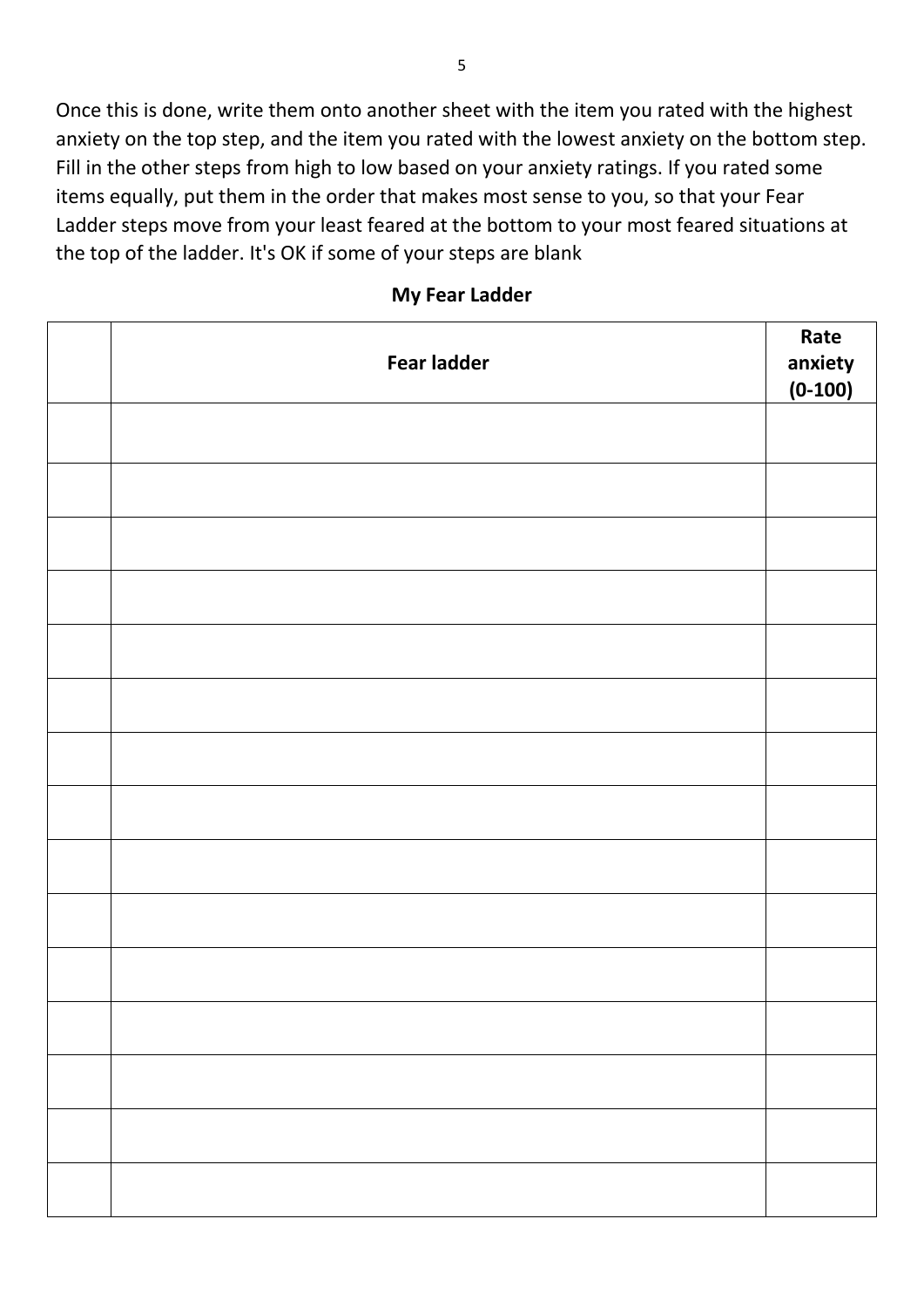Once this is done, write them onto another sheet with the item you rated with the highest anxiety on the top step, and the item you rated with the lowest anxiety on the bottom step. Fill in the other steps from high to low based on your anxiety ratings. If you rated some items equally, put them in the order that makes most sense to you, so that your Fear Ladder steps move from your least feared at the bottom to your most feared situations at the top of the ladder. It's OK if some of your steps are blank

**My Fear Ladder**

| | **Fear ladder** | **Rate anxiety (0-100)** |
|---|---|---|
| | | |
| | | |
| | | |
| | | |
| | | |
| | | |
| | | |
| | | |
| | | |
| | | |
| | | |
| | | |
| | | |
| | | |
| | | |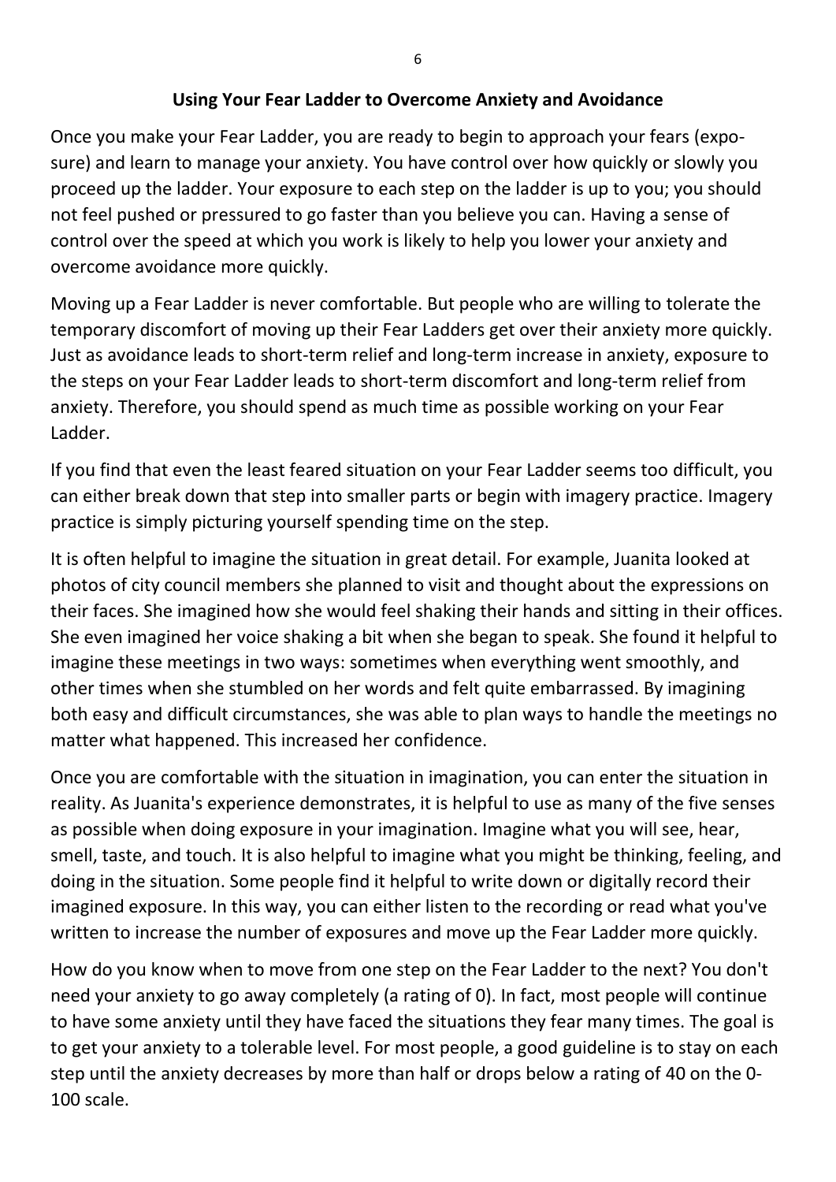## Using Your Fear Ladder to Overcome Anxiety and Avoidance

Once you make your Fear Ladder, you are ready to begin to approach your fears (exposure) and learn to manage your anxiety. You have control over how quickly or slowly you proceed up the ladder. Your exposure to each step on the ladder is up to you; you should not feel pushed or pressured to go faster than you believe you can. Having a sense of control over the speed at which you work is likely to help you lower your anxiety and overcome avoidance more quickly.

Moving up a Fear Ladder is never comfortable. But people who are willing to tolerate the temporary discomfort of moving up their Fear Ladders get over their anxiety more quickly. Just as avoidance leads to short-term relief and long-term increase in anxiety, exposure to the steps on your Fear Ladder leads to short-term discomfort and long-term relief from anxiety. Therefore, you should spend as much time as possible working on your Fear Ladder.

If you find that even the least feared situation on your Fear Ladder seems too difficult, you can either break down that step into smaller parts or begin with imagery practice. Imagery practice is simply picturing yourself spending time on the step.

It is often helpful to imagine the situation in great detail. For example, Juanita looked at photos of city council members she planned to visit and thought about the expressions on their faces. She imagined how she would feel shaking their hands and sitting in their offices. She even imagined her voice shaking a bit when she began to speak. She found it helpful to imagine these meetings in two ways: sometimes when everything went smoothly, and other times when she stumbled on her words and felt quite embarrassed. By imagining both easy and difficult circumstances, she was able to plan ways to handle the meetings no matter what happened. This increased her confidence.

Once you are comfortable with the situation in imagination, you can enter the situation in reality. As Juanita's experience demonstrates, it is helpful to use as many of the five senses as possible when doing exposure in your imagination. Imagine what you will see, hear, smell, taste, and touch. It is also helpful to imagine what you might be thinking, feeling, and doing in the situation. Some people find it helpful to write down or digitally record their imagined exposure. In this way, you can either listen to the recording or read what you've written to increase the number of exposures and move up the Fear Ladder more quickly.

How do you know when to move from one step on the Fear Ladder to the next? You don't need your anxiety to go away completely (a rating of 0). In fact, most people will continue to have some anxiety until they have faced the situations they fear many times. The goal is to get your anxiety to a tolerable level. For most people, a good guideline is to stay on each step until the anxiety decreases by more than half or drops below a rating of 40 on the 0-100 scale.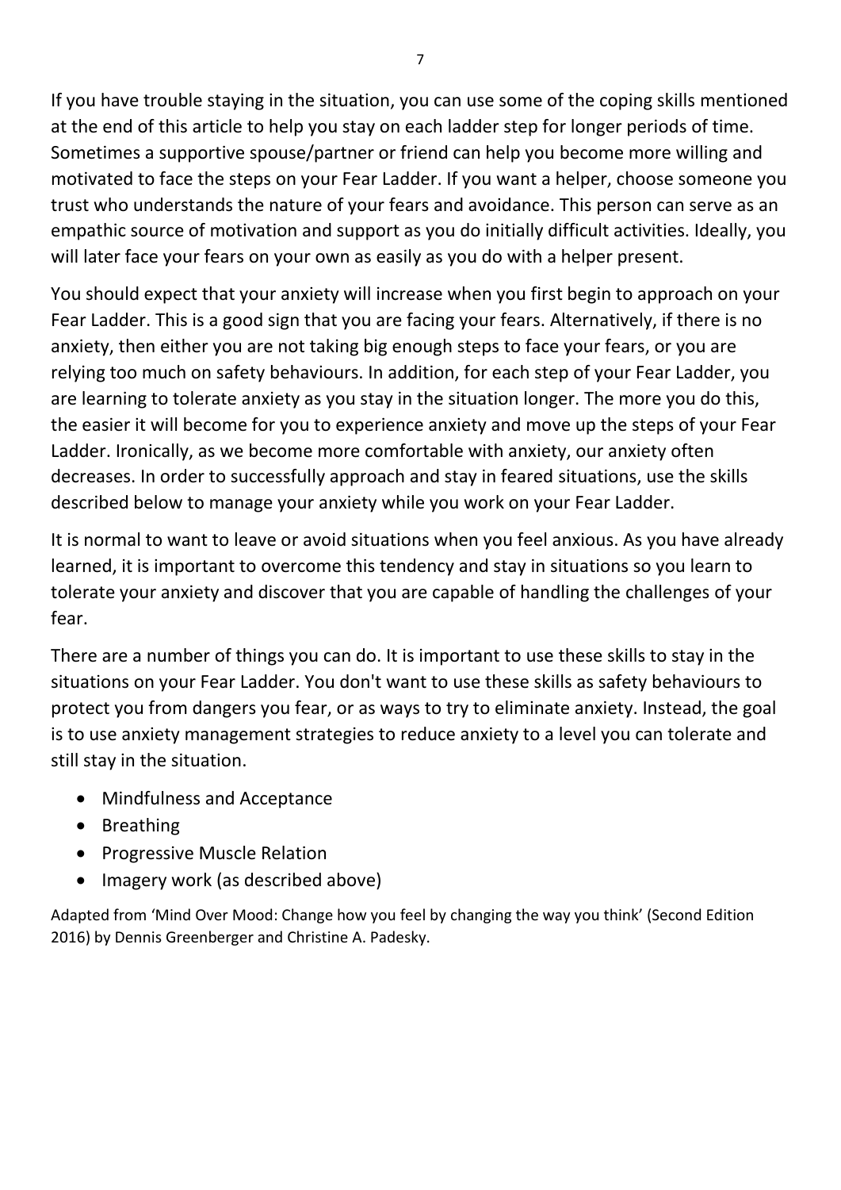If you have trouble staying in the situation, you can use some of the coping skills mentioned at the end of this article to help you stay on each ladder step for longer periods of time. Sometimes a supportive spouse/partner or friend can help you become more willing and motivated to face the steps on your Fear Ladder. If you want a helper, choose someone you trust who understands the nature of your fears and avoidance. This person can serve as an empathic source of motivation and support as you do initially difficult activities. Ideally, you will later face your fears on your own as easily as you do with a helper present.

You should expect that your anxiety will increase when you first begin to approach on your Fear Ladder. This is a good sign that you are facing your fears. Alternatively, if there is no anxiety, then either you are not taking big enough steps to face your fears, or you are relying too much on safety behaviours. In addition, for each step of your Fear Ladder, you are learning to tolerate anxiety as you stay in the situation longer. The more you do this, the easier it will become for you to experience anxiety and move up the steps of your Fear Ladder. Ironically, as we become more comfortable with anxiety, our anxiety often decreases. In order to successfully approach and stay in feared situations, use the skills described below to manage your anxiety while you work on your Fear Ladder.

It is normal to want to leave or avoid situations when you feel anxious. As you have already learned, it is important to overcome this tendency and stay in situations so you learn to tolerate your anxiety and discover that you are capable of handling the challenges of your fear.

There are a number of things you can do. It is important to use these skills to stay in the situations on your Fear Ladder. You don't want to use these skills as safety behaviours to protect you from dangers you fear, or as ways to try to eliminate anxiety. Instead, the goal is to use anxiety management strategies to reduce anxiety to a level you can tolerate and still stay in the situation.

- Mindfulness and Acceptance
- Breathing
- Progressive Muscle Relation
- Imagery work (as described above)

Adapted from 'Mind Over Mood: Change how you feel by changing the way you think' (Second Edition 2016) by Dennis Greenberger and Christine A. Padesky.